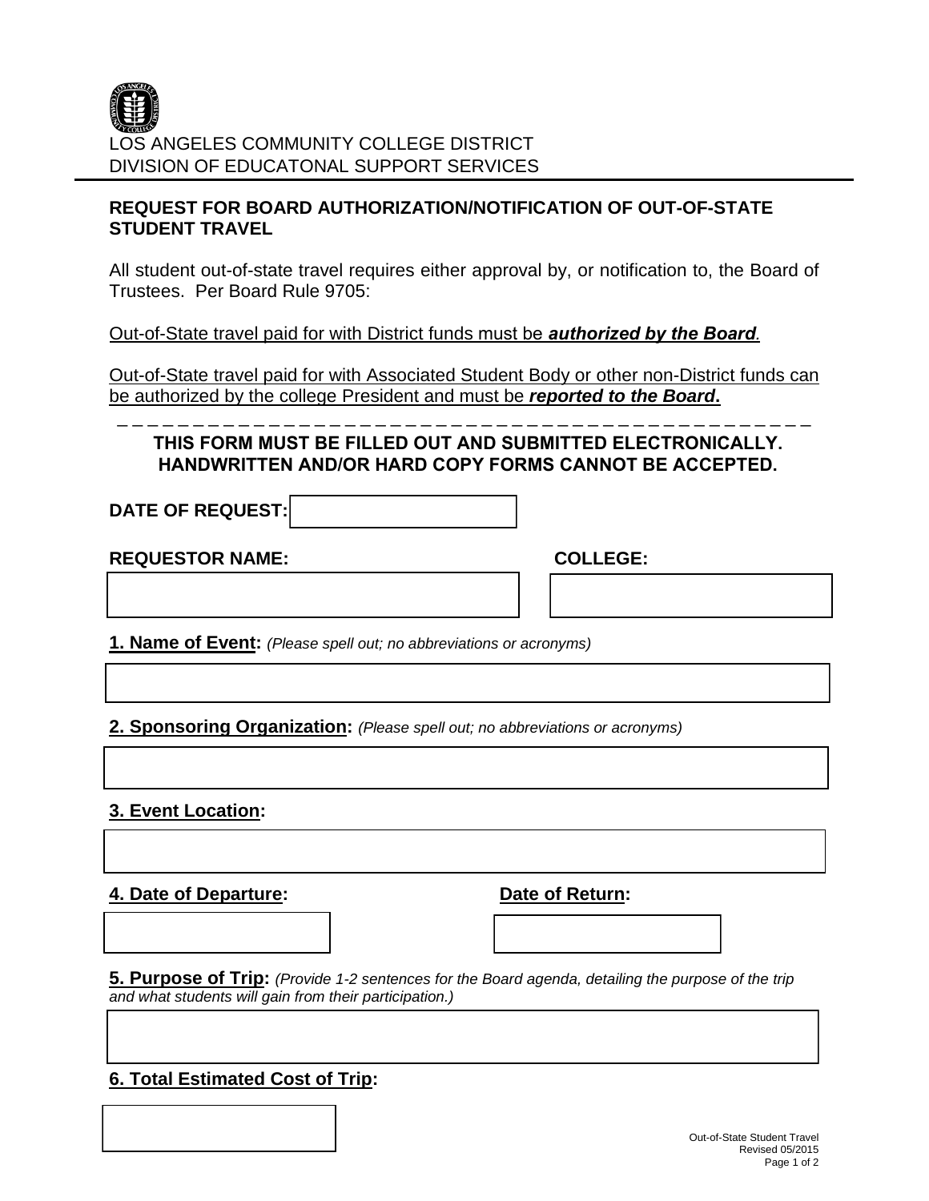LOS ANGELES COMMUNITY COLLEGE DISTRICT
DIVISION OF EDUCATONAL SUPPORT SERVICES

## REQUEST FOR BOARD AUTHORIZATION/NOTIFICATION OF OUT-OF-STATE STUDENT TRAVEL

All student out-of-state travel requires either approval by, or notification to, the Board of Trustees. Per Board Rule 9705:

Out-of-State travel paid for with District funds must be ***authorized by the Board***.

Out-of-State travel paid for with Associated Student Body or other non-District funds can be authorized by the college President and must be ***reported to the Board***.

---

**THIS FORM MUST BE FILLED OUT AND SUBMITTED ELECTRONICALLY.**
**HANDWRITTEN AND/OR HARD COPY FORMS CANNOT BE ACCEPTED.**

**DATE OF REQUEST:**

**REQUESTOR NAME:**

**COLLEGE:**

**1. Name of Event:** *(Please spell out; no abbreviations or acronyms)*

**2. Sponsoring Organization:** *(Please spell out; no abbreviations or acronyms)*

**3. Event Location:**

**4. Date of Departure:**

**Date of Return:**

**5. Purpose of Trip:** *(Provide 1-2 sentences for the Board agenda, detailing the purpose of the trip and what students will gain from their participation.)*

**6. Total Estimated Cost of Trip:**

Out-of-State Student Travel
Revised 05/2015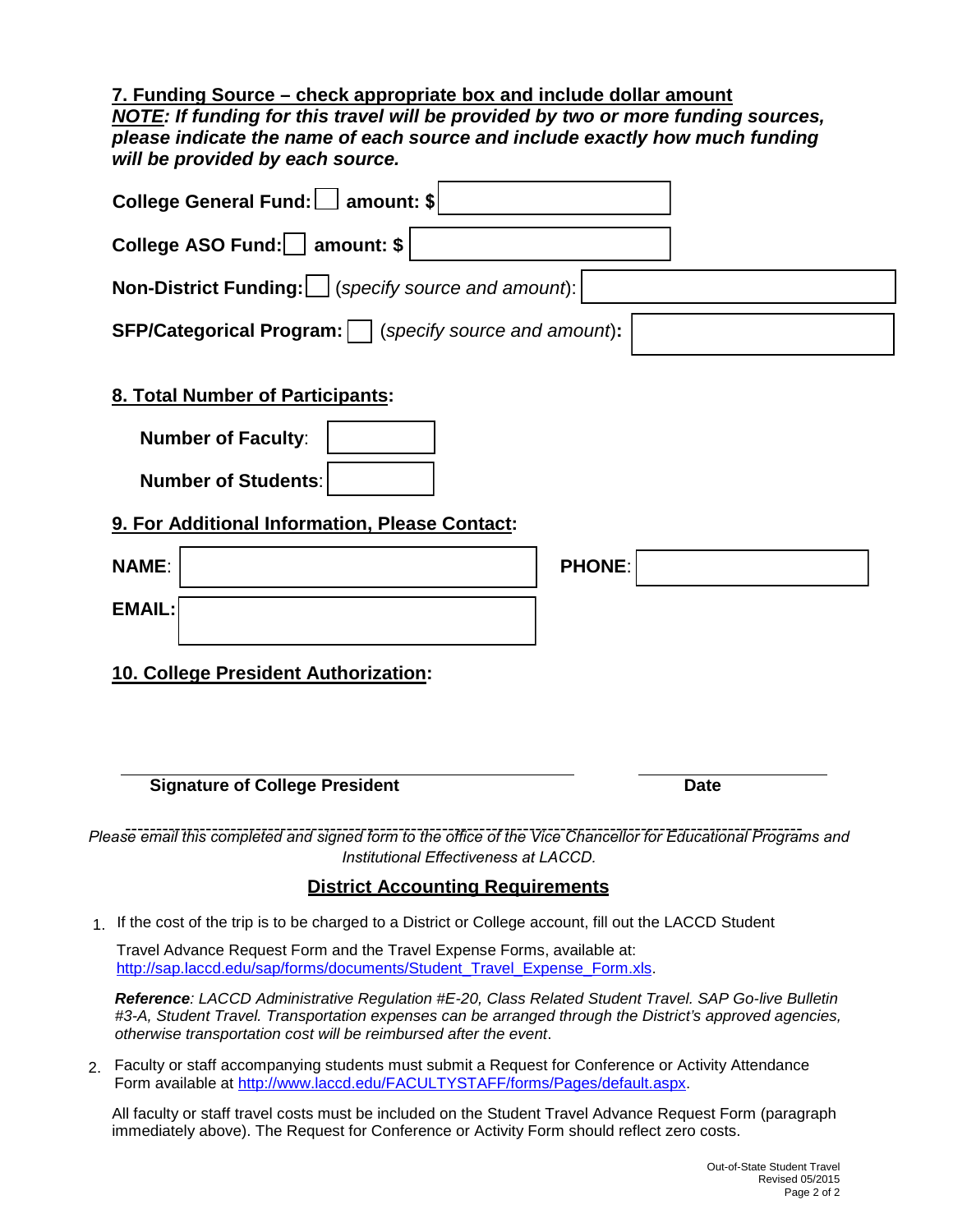**7. Funding Source – check appropriate box and include dollar amount**

***NOTE: If funding for this travel will be provided by two or more funding sources, please indicate the name of each source and include exactly how much funding will be provided by each source.***

**College General Fund:** ☐ **amount: $**

**College ASO Fund:** ☐ **amount: $**

**Non-District Funding:** ☐ (*specify source and amount*):

**SFP/Categorical Program:** ☐ (*specify source and amount*):

**8. Total Number of Participants:**

**Number of Faculty**:

**Number of Students**:

**9. For Additional Information, Please Contact:**

**NAME**: **PHONE**:

**EMAIL:**

**10. College President Authorization:**

**Signature of College President** **Date**

*Please email this completed and signed form to the office of the Vice Chancellor for Educational Programs and Institutional Effectiveness at LACCD.*

## District Accounting Requirements

1. If the cost of the trip is to be charged to a District or College account, fill out the LACCD Student Travel Advance Request Form and the Travel Expense Forms, available at: http://sap.laccd.edu/sap/forms/documents/Student_Travel_Expense_Form.xls.

   ***Reference**: LACCD Administrative Regulation #E-20, Class Related Student Travel. SAP Go-live Bulletin #3-A, Student Travel. Transportation expenses can be arranged through the District's approved agencies, otherwise transportation cost will be reimbursed after the event*.

2. Faculty or staff accompanying students must submit a Request for Conference or Activity Attendance Form available at http://www.laccd.edu/FACULTYSTAFF/forms/Pages/default.aspx.

All faculty or staff travel costs must be included on the Student Travel Advance Request Form (paragraph immediately above). The Request for Conference or Activity Form should reflect zero costs.

Out-of-State Student Travel
Revised 05/2015